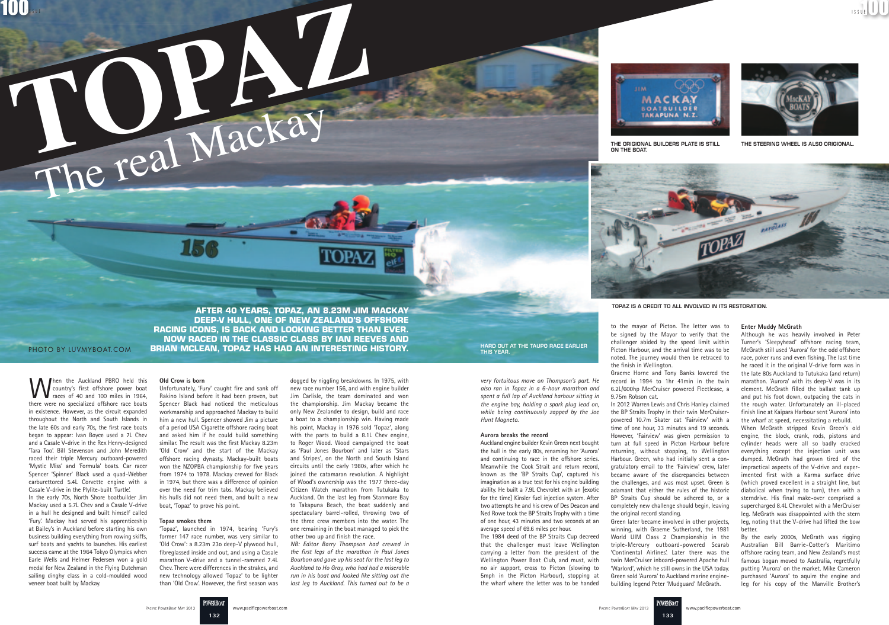# TOPAZ

## The real Mackay

PHOTO BY LUVMYBOAT.COM

**AFTER 40 YEARS, TOPAZ, AN 8.23M JIM MACKAY DEEP-V HULL, ONE OF NEW ZEALAND'S OFFSHORE RACING ICONS, IS BACK AND LOOKING BETTER THAN EVER. NOW RACED IN THE CLASSIC CLASS BY IAN REEVES AND BRIAN MCLEAN, TOPAZ HAS HAD AN INTERESTING HISTORY.**

HARD OUT AT THE TAUPO RACE EARLIER THIS YEAR.

THE ORIGIONAL BUILDERS PLATE IS STILL ON THE BOAT.

THE STEERING WHEEL IS ALSO ORIGIONAL.

TOPAZ IS A CREDIT TO ALL INVOLVED IN ITS RESTORATION.

When the Auckland PBRO held this country's first offshore power boat races of 40 and 100 miles in 1964, there were no specialized offshore race boats in existence. However, as the circuit expanded throughout the North and South Islands in the late 60s and early 70s, the first race boats began to appear: Ivan Boyce used a 7L Chev and a Casale V-drive in the Rex Henry-designed 'Tara Too'. Bill Stevenson and John Meredith raced their triple Mercury outboard-powered 'Mystic Miss' and 'Formula' boats. Car racer Spencer 'Spinner' Black used a quad-Webber carburettored 5.4L Corvette engine with a Casale V-drive in the Plylite-built 'Turtle'.

In the early 70s, North Shore boatbuilder Jim Mackay used a 5.7L Chev and a Casale V-drive in a hull he designed and built himself called 'Fury'. Mackay had served his apprenticeship at Bailey's in Auckland before starting his own business building everything from rowing skiffs, surf boats and yachts to launches. His earliest success came at the 1964 Tokyo Olympics when Earle Wells and Helmer Pedersen won a gold medal for New Zealand in the Flying Dutchman sailing dinghy class in a cold-moulded wood veneer boat built by Mackay.

### Old Crow is born

Unfortunately, 'Fury' caught fire and sank off Rakino Island before it had been proven, but Spencer Black had noticed the meticulous workmanship and approached Mackay to build him a new hull. Spencer showed Jim a picture of a period USA Cigarette offshore racing boat and asked him if he could build something similar. The result was the first Mackay 8.23m 'Old Crow' and the start of the Mackay offshore racing dynasty. Mackay-built boats won the NZOPBA championship for five years from 1974 to 1978. Mackay crewed for Black in 1974, but there was a difference of opinion over the need for trim tabs. Mackay believed his hulls did not need them, and built a new boat, 'Topaz' to prove his point.

### Topaz smokes them

'Topaz', launched in 1974, bearing 'Fury's former 147 race number, was very similar to 'Old Crow': a 8.23m 23o deep-V plywood hull, fibreglassed inside and out, and using a Casale marathon V-drive and a tunnel-rammed 7.4L Chev. There were differences in the strakes, and new technology allowed 'Topaz' to be lighter than 'Old Crow'. However, the first season was dogged by niggling breakdowns. In 1975, with new race number 156, and with engine builder Jim Carlisle, the team dominated and won the championship. Jim Mackay became the only New Zealander to design, build and race a boat to a championship win. Having made his point, Mackay in 1976 sold 'Topaz', along with the parts to build a 8.1L Chev engine, to Roger Wood. Wood campaigned the boat as 'Paul Jones Bourbon' and later as 'Stars and Stripes', on the North and South Island circuits until the early 1980s, after which he joined the catamaran revolution. A highlight of Wood's ownership was the 1977 three-day Citizen Watch marathon from Tutukaka to Auckland. On the last leg from Stanmore Bay to Takapuna Beach, the boat suddenly and spectacularly barrel-rolled, throwing two of the three crew members into the water. The one remaining in the boat managed to pick the other two up and finish the race.

*NB: Editor Barry Thompson had crewed in the first legs of the marathon in Paul Jones Bourbon and gave up his seat for the last leg to Auckland to Ho Gray, who had had a miserable run in his boat and looked like sitting out the last leg to Auckland. This turned out to be a very fortuitous move on Thompson's part. He also ran in Topaz in a 6-hour marathon and spent a full lap of Auckland harbour sitting in the engine bay, holding a spark plug lead on, while being continuously zapped by the Joe Hunt Magneto.*

### Aurora breaks the record

Auckland engine builder Kevin Green next bought the hull in the early 80s, renaming her 'Aurora' and continuing to race in the offshore series. Meanwhile the Cook Strait and return record, known as the 'BP Straits Cup', captured his imagination as a true test for his engine building ability. He built a 7.9L Chevrolet with an [exotic for the time] Kinsler fuel injection system. After two attempts he and his crew of Des Deacon and Ned Rowe took the BP Straits Trophy with a time of one hour, 43 minutes and two seconds at an average speed of 69.6 miles per hour.

The 1984 deed of the BP Straits Cup decreed that the challenger must leave Wellington carrying a letter from the president of the Wellington Power Boat Club, and must, with no air support, cross to Picton (slowing to 5mph in the Picton Harbour), stopping at the wharf where the letter was to be handed to the mayor of Picton. The letter was to be signed by the Mayor to verify that the challenger abided by the speed limit within Picton Harbour, and the arrival time was to be noted. The journey would then be retraced to the finish in Wellington.

Graeme Horne and Tony Banks lowered the record in 1994 to 1hr 41min in the twin 6.2L/600hp MerCruiser powered Fleetlease, a 9.75m Robson cat.

In 2012 Warren Lewis and Chris Hanley claimed the BP Straits Trophy in their twin MerCruiser-powered 10.7m Skater cat 'Fairview' with a time of one hour, 33 minutes and 19 seconds. However, 'Fairview' was given permission to turn at full speed in Picton Harbour before returning, without stopping, to Wellington Harbour. Green, who had initially sent a congratulatory email to the 'Fairview' crew, later became aware of the discrepancies between the challenges, and was most upset. Green is adamant that either the rules of the historic BP Straits Cup should be adhered to, or a completely new challenge should begin, leaving the original record standing.

Green later became involved in other projects, winning, with Graeme Sutherland, the 1981 World UIM Class 2 Championship in the triple-Mercury outboard-powered Scarab 'Continental Airlines'. Later there was the twin MerCruiser inboard-powered Apache hull 'Warlord', which he still owns in the USA today. Green sold 'Aurora' to Auckland marine engine-building legend Peter 'Mudguard' McGrath.

### Enter Muddy McGrath

Although he was heavily involved in Peter Turner's 'Sleepyhead' offshore racing team, McGrath still used 'Aurora' for the odd offshore race, poker runs and even fishing. The last time he raced it in the original V-drive form was in the late 80s Auckland to Tutukaka (and return) marathon. 'Aurora' with its deep-V was in its element. McGrath filled the ballast tank up and put his foot down, outpacing the cats in the rough water. Unfortunately an ill-placed finish line at Kaipara Harbour sent 'Aurora' into the wharf at speed, necessitating a rebuild.

When McGrath stripped Kevin Green's old engine, the block, crank, rods, pistons and cylinder heads were all so badly cracked everything except the injection unit was dumped. McGrath had grown tired of the impractical aspects of the V-drive and experimented first with a Karma surface drive (which proved excellent in a straight line, but diabolical when trying to turn), then with a sterndrive. His final make-over comprised a supercharged 8.4L Chevrolet with a MerCruiser leg. McGrath was disappointed with the stern leg, noting that the V-drive had lifted the bow better.

By the early 2000s, McGrath was rigging Australian Bill Barrie-Cotter's Maritimo offshore racing team, and New Zealand's most famous bogan moved to Australia, regretfully putting 'Aurora' on the market. Mike Cameron purchased 'Aurora' to aquire the engine and leg for his copy of the Manville Brother's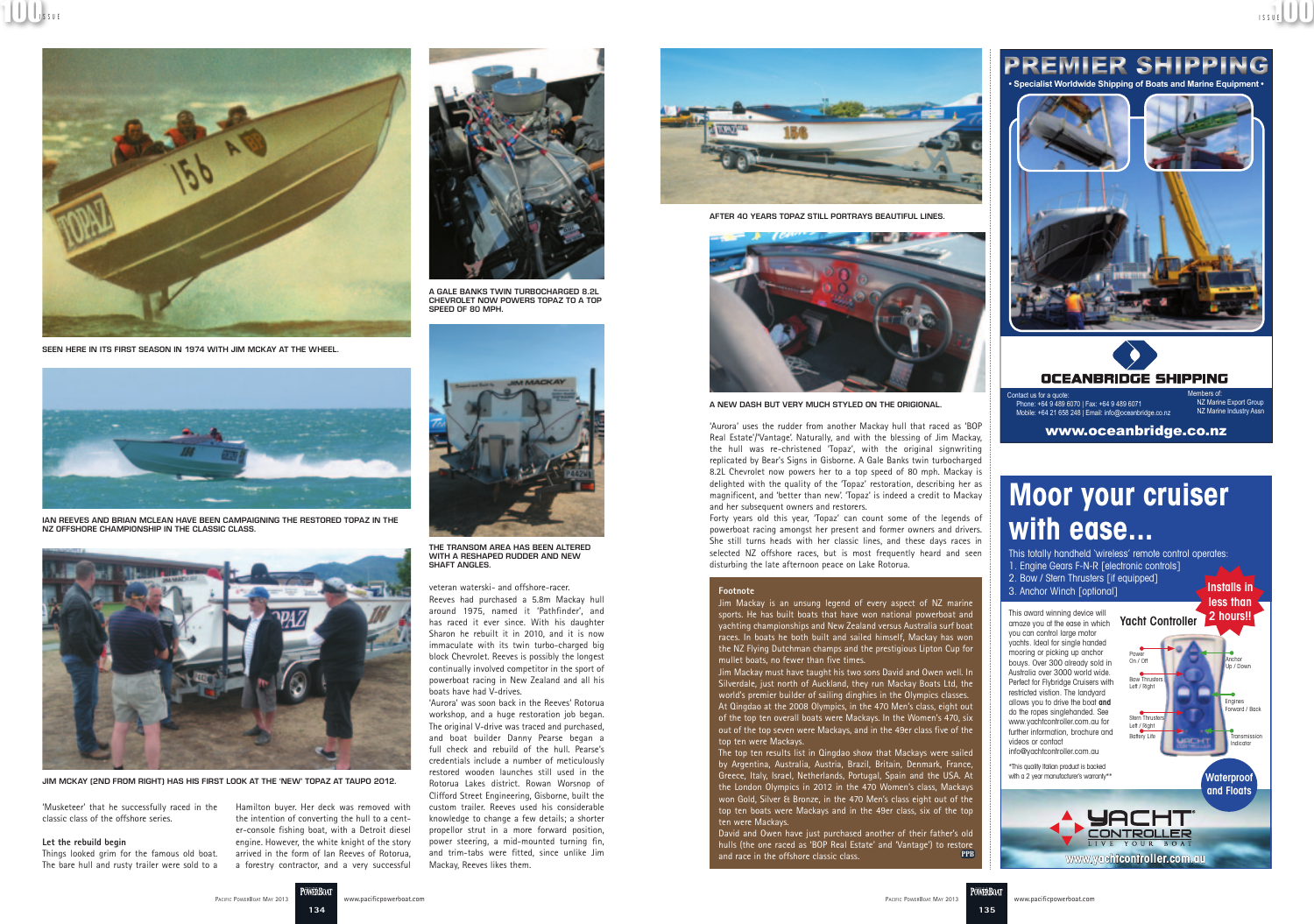SEEN HERE IN ITS FIRST SEASON IN 1974 WITH JIM MCKAY AT THE WHEEL.

IAN REEVES AND BRIAN MCLEAN HAVE BEEN CAMPAIGNING THE RESTORED TOPAZ IN THE NZ OFFSHORE CHAMPIONSHIP IN THE CLASSIC CLASS.

JIM MCKAY (2ND FROM RIGHT) HAS HIS FIRST LOOK AT THE 'NEW' TOPAZ AT TAUPO 2012.

A GALE BANKS TWIN TURBOCHARGED 8.2L CHEVROLET NOW POWERS TOPAZ TO A TOP SPEED OF 80 MPH.

THE TRANSOM AREA HAS BEEN ALTERED WITH A RESHAPED RUDDER AND NEW SHAFT ANGLES.

'Musketeer' that he successfully raced in the classic class of the offshore series.

### Let the rebuild begin

Things looked grim for the famous old boat. The bare hull and rusty trailer were sold to a Hamilton buyer. Her deck was removed with the intention of converting the hull to a center-console fishing boat, with a Detroit diesel engine. However, the white knight of the story arrived in the form of Ian Reeves of Rotorua, a forestry contractor, and a very successful veteran waterski- and offshore-racer.

Reeves had purchased a 5.8m Mackay hull around 1975, named it 'Pathfinder', and has raced it ever since. With his daughter Sharon he rebuilt it in 2010, and it is now immaculate with its twin turbo-charged big block Chevrolet. Reeves is possibly the longest continually involved competitor in the sport of powerboat racing in New Zealand and all his boats have had V-drives.

'Aurora' was soon back in the Reeves' Rotorua workshop, and a huge restoration job began. The original V-drive was traced and purchased, and boat builder Danny Pearse began a full check and rebuild of the hull. Pearse's credentials include a number of meticulously restored wooden launches still used in the Rotorua Lakes district. Rowan Worsnop of Clifford Street Engineering, Gisborne, built the custom trailer. Reeves used his considerable knowledge to change a few details; a shorter propellor strut in a more forward position, power steering, a mid-mounted turning fin, and trim-tabs were fitted, since unlike Jim Mackay, Reeves likes them.

AFTER 40 YEARS TOPAZ STILL PORTRAYS BEAUTIFUL LINES.

A NEW DASH BUT VERY MUCH STYLED ON THE ORIGIONAL.

'Aurora' uses the rudder from another Mackay hull that raced as 'BOP Real Estate'/'Vantage'. Naturally, and with the blessing of Jim Mackay, the hull was re-christened 'Topaz', with the original signwriting replicated by Bear's Signs in Gisborne. A Gale Banks twin turbocharged 8.2L Chevrolet now powers her to a top speed of 80 mph. Mackay is delighted with the quality of the 'Topaz' restoration, describing her as magnificent, and 'better than new'. 'Topaz' is indeed a credit to Mackay and her subsequent owners and restorers.

Forty years old this year, 'Topaz' can count some of the legends of powerboat racing amongst her present and former owners and drivers. She still turns heads with her classic lines, and these days races in selected NZ offshore races, but is most frequently heard and seen disturbing the late afternoon peace on Lake Rotorua.

### Footnote

Jim Mackay is an unsung legend of every aspect of NZ marine sports. He has built boats that have won national powerboat and yachting championships and New Zealand versus Australia surf boat races. In boats he both built and sailed himself, Mackay has won the NZ Flying Dutchman champs and the prestigious Lipton Cup for mullet boats, no fewer than five times.

Jim Mackay must have taught his two sons David and Owen well. In Silverdale, just north of Auckland, they run Mackay Boats Ltd, the world's premier builder of sailing dinghies in the Olympics classes. At Qingdao at the 2008 Olympics, in the 470 Men's class, eight out of the top ten overall boats were Mackays. In the Women's 470, six out of the top seven were Mackays, and in the 49er class five of the top ten were Mackays.

The top ten results list in Qingdao show that Mackays were sailed by Argentina, Australia, Austria, Brazil, Britain, Denmark, France, Greece, Italy, Israel, Netherlands, Portugal, Spain and the USA. At the London Olympics in 2012 in the 470 Women's class, Mackays won Gold, Silver & Bronze, in the 470 Men's class eight out of the top ten boats were Mackays and in the 49er class, six of the top ten were Mackays.

David and Owen have just purchased another of their father's old hulls (the one raced as 'BOP Real Estate' and 'Vantage') to restore and race in the offshore classic class. PPB

# PREMIER SHIPPING

• Specialist Worldwide Shipping of Boats and Marine Equipment •

OCEANBRIDGE SHIPPING

Contact us for a quote:
Phone: +64 9 489 6070 | Fax: +64 9 489 6071
Mobile: +64 21 658 248 | Email: info@oceanbridge.co.nz

Members of:
NZ Marine Export Group
NZ Marine Industry Assn

www.oceanbridge.co.nz

# Moor your cruiser with ease...

This totally handheld 'wireless' remote control operates:

1. Engine Gears F-N-R [electronic controls]
2. Bow / Stern Thrusters [if equipped]
3. Anchor Winch [optional]

Installs in less than 2 hours!!

This award winning device will amaze you at the ease in which you can control large motor yachts. Ideal for single handed mooring or picking up anchor bouys. Over 300 already sold in Australia over 3000 world wide. Perfect for Flybridge Cruisers with restricted vision. The lanyard allows you to drive the boat **and** do the ropes singlehanded. See www.yachtcontroller.com.au for further information, brochure and videos or contact info@yachtcontroller.com.au

*This quality Italian product is backed with a 2 year manufacturer's warranty**

Yacht Controller

Power On / Off
Bow Thrusters Left / Right
Stern Thrusters Left / Right
Battery Life
Anchor Up / Down
Engines Forward / Back
Transmission Indicator

Waterproof and Floats

YACHT CONTROLLER
LIVE YOUR BOAT

www.yachtcontroller.com.au